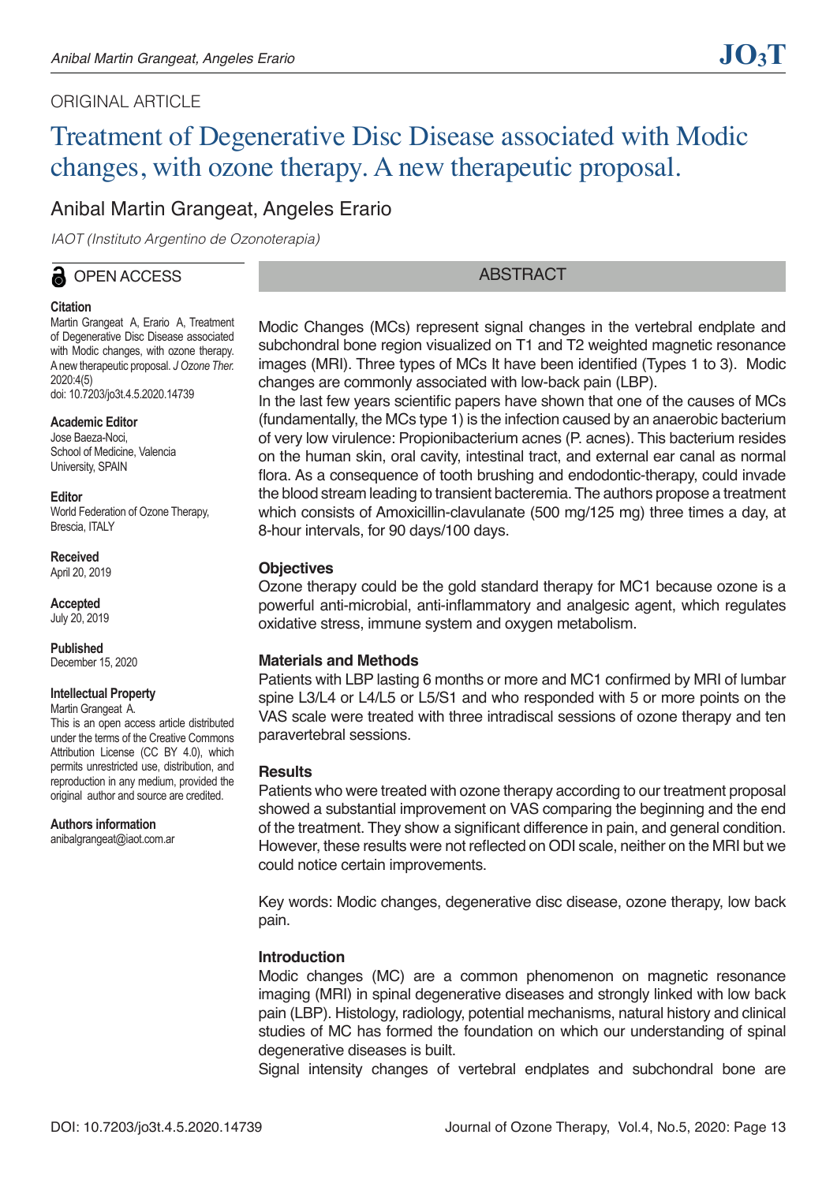ORIGINAL ARTICLE

# Treatment of Degenerative Disc Disease associated with Modic changes, with ozone therapy. A new therapeutic proposal.

Anibal Martin Grangeat, Angeles Erario

*IAOT (Instituto Argentino de Ozonoterapia)*

OPEN ACCESS

**Citation**
Martin Grangeat A, Erario A, Treatment of Degenerative Disc Disease associated with Modic changes, with ozone therapy. A new therapeutic proposal. *J Ozone Ther.* 2020:4(5)
doi: 10.7203/jo3t.4.5.2020.14739

**Academic Editor**
Jose Baeza-Noci,
School of Medicine, Valencia University, SPAIN

**Editor**
World Federation of Ozone Therapy, Brescia, ITALY

**Received**
April 20, 2019

**Accepted**
July 20, 2019

**Published**
December 15, 2020

**Intellectual Property**
Martin Grangeat A.
This is an open access article distributed under the terms of the Creative Commons Attribution License (CC BY 4.0), which permits unrestricted use, distribution, and reproduction in any medium, provided the original author and source are credited.

**Authors information**
anibalgrangeat@iaot.com.ar

## ABSTRACT

Modic Changes (MCs) represent signal changes in the vertebral endplate and subchondral bone region visualized on T1 and T2 weighted magnetic resonance images (MRI). Three types of MCs It have been identified (Types 1 to 3). Modic changes are commonly associated with low-back pain (LBP).

In the last few years scientific papers have shown that one of the causes of MCs (fundamentally, the MCs type 1) is the infection caused by an anaerobic bacterium of very low virulence: Propionibacterium acnes (P. acnes). This bacterium resides on the human skin, oral cavity, intestinal tract, and external ear canal as normal flora. As a consequence of tooth brushing and endodontic-therapy, could invade the blood stream leading to transient bacteremia. The authors propose a treatment which consists of Amoxicillin-clavulanate (500 mg/125 mg) three times a day, at 8-hour intervals, for 90 days/100 days.

### Objectives

Ozone therapy could be the gold standard therapy for MC1 because ozone is a powerful anti-microbial, anti-inflammatory and analgesic agent, which regulates oxidative stress, immune system and oxygen metabolism.

### Materials and Methods

Patients with LBP lasting 6 months or more and MC1 confirmed by MRI of lumbar spine L3/L4 or L4/L5 or L5/S1 and who responded with 5 or more points on the VAS scale were treated with three intradiscal sessions of ozone therapy and ten paravertebral sessions.

### Results

Patients who were treated with ozone therapy according to our treatment proposal showed a substantial improvement on VAS comparing the beginning and the end of the treatment. They show a significant difference in pain, and general condition. However, these results were not reflected on ODI scale, neither on the MRI but we could notice certain improvements.

Key words: Modic changes, degenerative disc disease, ozone therapy, low back pain.

## Introduction

Modic changes (MC) are a common phenomenon on magnetic resonance imaging (MRI) in spinal degenerative diseases and strongly linked with low back pain (LBP). Histology, radiology, potential mechanisms, natural history and clinical studies of MC has formed the foundation on which our understanding of spinal degenerative diseases is built.

Signal intensity changes of vertebral endplates and subchondral bone are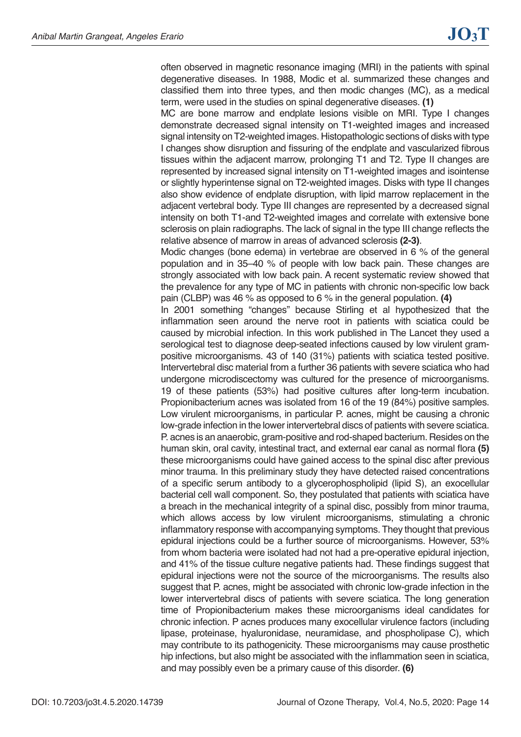often observed in magnetic resonance imaging (MRI) in the patients with spinal degenerative diseases. In 1988, Modic et al. summarized these changes and classified them into three types, and then modic changes (MC), as a medical term, were used in the studies on spinal degenerative diseases. **(1)**

MC are bone marrow and endplate lesions visible on MRI. Type I changes demonstrate decreased signal intensity on T1-weighted images and increased signal intensity on T2-weighted images. Histopathologic sections of disks with type I changes show disruption and fissuring of the endplate and vascularized fibrous tissues within the adjacent marrow, prolonging T1 and T2. Type II changes are represented by increased signal intensity on T1-weighted images and isointense or slightly hyperintense signal on T2-weighted images. Disks with type II changes also show evidence of endplate disruption, with lipid marrow replacement in the adjacent vertebral body. Type III changes are represented by a decreased signal intensity on both T1-and T2-weighted images and correlate with extensive bone sclerosis on plain radiographs. The lack of signal in the type III change reflects the relative absence of marrow in areas of advanced sclerosis **(2-3)**.

Modic changes (bone edema) in vertebrae are observed in 6 % of the general population and in 35–40 % of people with low back pain. These changes are strongly associated with low back pain. A recent systematic review showed that the prevalence for any type of MC in patients with chronic non-specific low back pain (CLBP) was 46 % as opposed to 6 % in the general population. **(4)**

In 2001 something "changes" because Stirling et al hypothesized that the inflammation seen around the nerve root in patients with sciatica could be caused by microbial infection. In this work published in The Lancet they used a serological test to diagnose deep-seated infections caused by low virulent gram-positive microorganisms. 43 of 140 (31%) patients with sciatica tested positive. Intervertebral disc material from a further 36 patients with severe sciatica who had undergone microdiscectomy was cultured for the presence of microorganisms. 19 of these patients (53%) had positive cultures after long-term incubation. Propionibacterium acnes was isolated from 16 of the 19 (84%) positive samples. Low virulent microorganisms, in particular P. acnes, might be causing a chronic low-grade infection in the lower intervertebral discs of patients with severe sciatica. P. acnes is an anaerobic, gram-positive and rod-shaped bacterium. Resides on the human skin, oral cavity, intestinal tract, and external ear canal as normal flora **(5)** these microorganisms could have gained access to the spinal disc after previous minor trauma. In this preliminary study they have detected raised concentrations of a specific serum antibody to a glycerophospholipid (lipid S), an exocellular bacterial cell wall component. So, they postulated that patients with sciatica have a breach in the mechanical integrity of a spinal disc, possibly from minor trauma, which allows access by low virulent microorganisms, stimulating a chronic inflammatory response with accompanying symptoms. They thought that previous epidural injections could be a further source of microorganisms. However, 53% from whom bacteria were isolated had not had a pre-operative epidural injection, and 41% of the tissue culture negative patients had. These findings suggest that epidural injections were not the source of the microorganisms. The results also suggest that P. acnes, might be associated with chronic low-grade infection in the lower intervertebral discs of patients with severe sciatica. The long generation time of Propionibacterium makes these microorganisms ideal candidates for chronic infection. P acnes produces many exocellular virulence factors (including lipase, proteinase, hyaluronidase, neuramidase, and phospholipase C), which may contribute to its pathogenicity. These microorganisms may cause prosthetic hip infections, but also might be associated with the inflammation seen in sciatica, and may possibly even be a primary cause of this disorder. **(6)**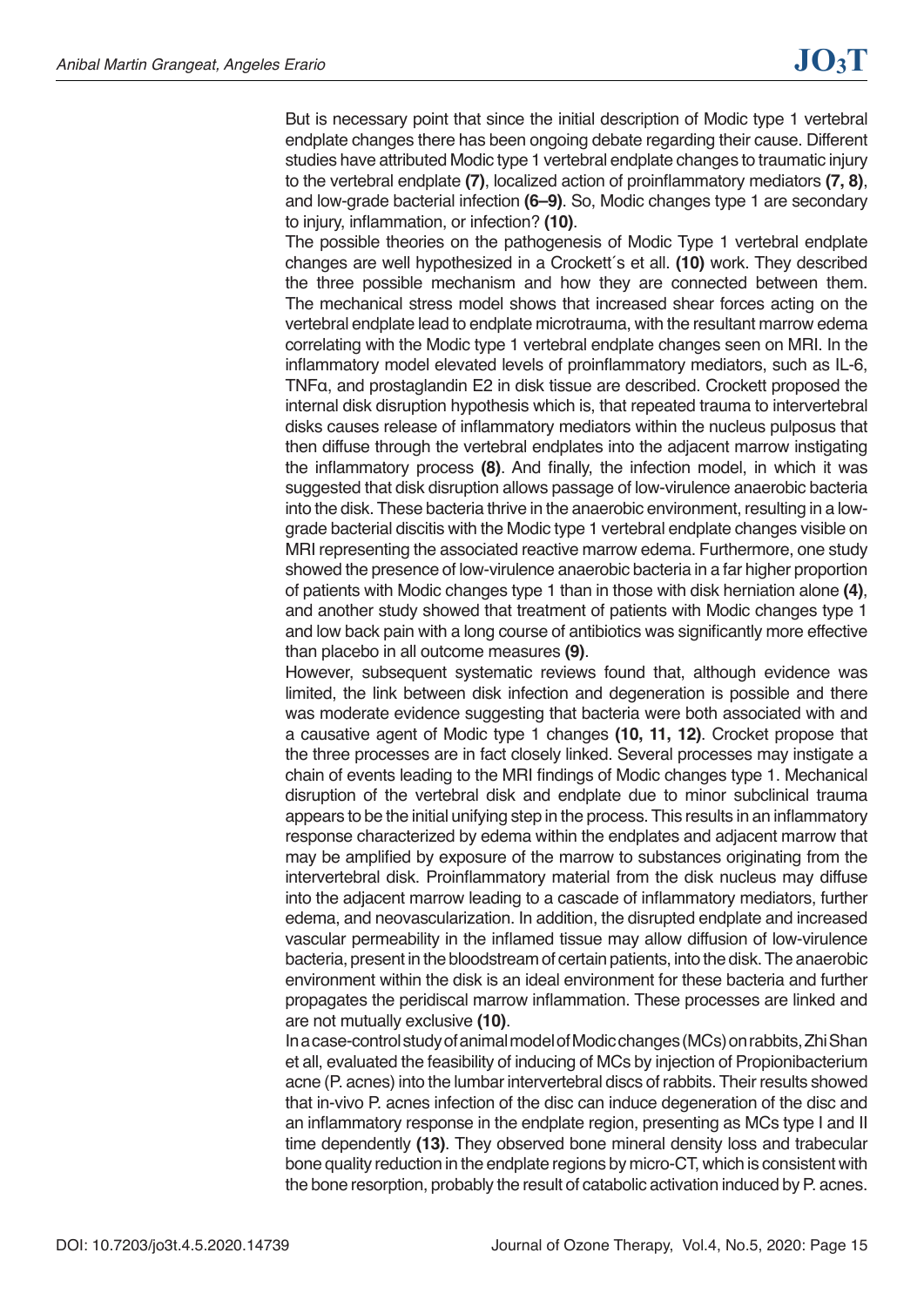But is necessary point that since the initial description of Modic type 1 vertebral endplate changes there has been ongoing debate regarding their cause. Different studies have attributed Modic type 1 vertebral endplate changes to traumatic injury to the vertebral endplate **(7)**, localized action of proinflammatory mediators **(7, 8)**, and low-grade bacterial infection **(6–9)**. So, Modic changes type 1 are secondary to injury, inflammation, or infection? **(10)**.

The possible theories on the pathogenesis of Modic Type 1 vertebral endplate changes are well hypothesized in a Crockett´s et all. **(10)** work. They described the three possible mechanism and how they are connected between them. The mechanical stress model shows that increased shear forces acting on the vertebral endplate lead to endplate microtrauma, with the resultant marrow edema correlating with the Modic type 1 vertebral endplate changes seen on MRI. In the inflammatory model elevated levels of proinflammatory mediators, such as IL-6, TNFα, and prostaglandin E2 in disk tissue are described. Crockett proposed the internal disk disruption hypothesis which is, that repeated trauma to intervertebral disks causes release of inflammatory mediators within the nucleus pulposus that then diffuse through the vertebral endplates into the adjacent marrow instigating the inflammatory process **(8)**. And finally, the infection model, in which it was suggested that disk disruption allows passage of low-virulence anaerobic bacteria into the disk. These bacteria thrive in the anaerobic environment, resulting in a low-grade bacterial discitis with the Modic type 1 vertebral endplate changes visible on MRI representing the associated reactive marrow edema. Furthermore, one study showed the presence of low-virulence anaerobic bacteria in a far higher proportion of patients with Modic changes type 1 than in those with disk herniation alone **(4)**, and another study showed that treatment of patients with Modic changes type 1 and low back pain with a long course of antibiotics was significantly more effective than placebo in all outcome measures **(9)**.

However, subsequent systematic reviews found that, although evidence was limited, the link between disk infection and degeneration is possible and there was moderate evidence suggesting that bacteria were both associated with and a causative agent of Modic type 1 changes **(10, 11, 12)**. Crocket propose that the three processes are in fact closely linked. Several processes may instigate a chain of events leading to the MRI findings of Modic changes type 1. Mechanical disruption of the vertebral disk and endplate due to minor subclinical trauma appears to be the initial unifying step in the process. This results in an inflammatory response characterized by edema within the endplates and adjacent marrow that may be amplified by exposure of the marrow to substances originating from the intervertebral disk. Proinflammatory material from the disk nucleus may diffuse into the adjacent marrow leading to a cascade of inflammatory mediators, further edema, and neovascularization. In addition, the disrupted endplate and increased vascular permeability in the inflamed tissue may allow diffusion of low-virulence bacteria, present in the bloodstream of certain patients, into the disk. The anaerobic environment within the disk is an ideal environment for these bacteria and further propagates the peridiscal marrow inflammation. These processes are linked and are not mutually exclusive **(10)**.

In a case-control study of animal model of Modic changes (MCs) on rabbits, Zhi Shan et all, evaluated the feasibility of inducing of MCs by injection of Propionibacterium acne (P. acnes) into the lumbar intervertebral discs of rabbits. Their results showed that in-vivo P. acnes infection of the disc can induce degeneration of the disc and an inflammatory response in the endplate region, presenting as MCs type I and II time dependently **(13)**. They observed bone mineral density loss and trabecular bone quality reduction in the endplate regions by micro-CT, which is consistent with the bone resorption, probably the result of catabolic activation induced by P. acnes.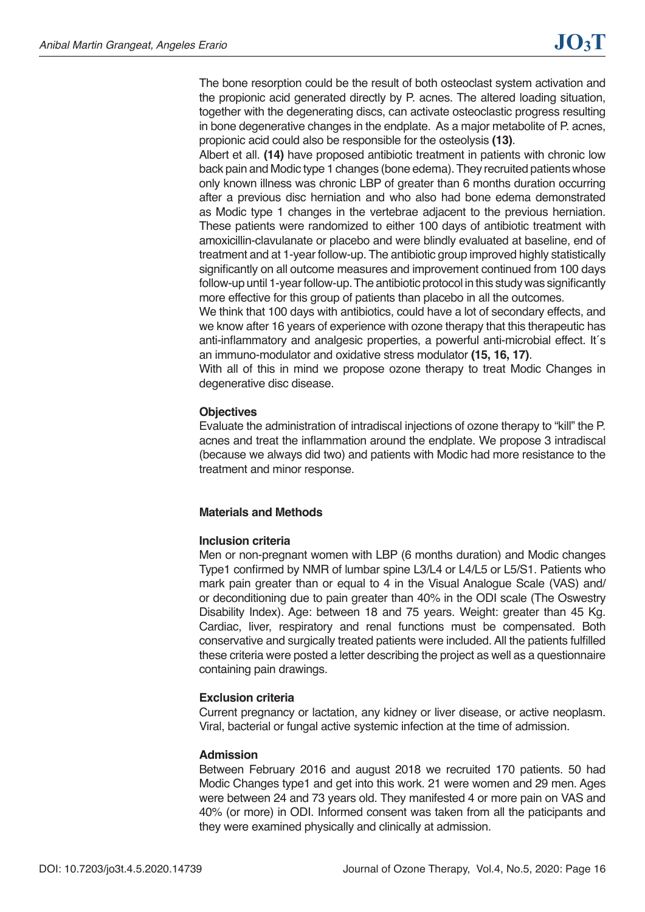The bone resorption could be the result of both osteoclast system activation and the propionic acid generated directly by P. acnes. The altered loading situation, together with the degenerating discs, can activate osteoclastic progress resulting in bone degenerative changes in the endplate. As a major metabolite of P. acnes, propionic acid could also be responsible for the osteolysis **(13)**.

Albert et all. **(14)** have proposed antibiotic treatment in patients with chronic low back pain and Modic type 1 changes (bone edema). They recruited patients whose only known illness was chronic LBP of greater than 6 months duration occurring after a previous disc herniation and who also had bone edema demonstrated as Modic type 1 changes in the vertebrae adjacent to the previous herniation. These patients were randomized to either 100 days of antibiotic treatment with amoxicillin-clavulanate or placebo and were blindly evaluated at baseline, end of treatment and at 1-year follow-up. The antibiotic group improved highly statistically significantly on all outcome measures and improvement continued from 100 days follow-up until 1-year follow-up. The antibiotic protocol in this study was significantly more effective for this group of patients than placebo in all the outcomes.

We think that 100 days with antibiotics, could have a lot of secondary effects, and we know after 16 years of experience with ozone therapy that this therapeutic has anti-inflammatory and analgesic properties, a powerful anti-microbial effect. It´s an immuno-modulator and oxidative stress modulator **(15, 16, 17)**.

With all of this in mind we propose ozone therapy to treat Modic Changes in degenerative disc disease.

**Objectives**

Evaluate the administration of intradiscal injections of ozone therapy to "kill" the P. acnes and treat the inflammation around the endplate. We propose 3 intradiscal (because we always did two) and patients with Modic had more resistance to the treatment and minor response.

## Materials and Methods

**Inclusion criteria**

Men or non-pregnant women with LBP (6 months duration) and Modic changes Type1 confirmed by NMR of lumbar spine L3/L4 or L4/L5 or L5/S1. Patients who mark pain greater than or equal to 4 in the Visual Analogue Scale (VAS) and/ or deconditioning due to pain greater than 40% in the ODI scale (The Oswestry Disability Index). Age: between 18 and 75 years. Weight: greater than 45 Kg. Cardiac, liver, respiratory and renal functions must be compensated. Both conservative and surgically treated patients were included. All the patients fulfilled these criteria were posted a letter describing the project as well as a questionnaire containing pain drawings.

**Exclusion criteria**

Current pregnancy or lactation, any kidney or liver disease, or active neoplasm. Viral, bacterial or fungal active systemic infection at the time of admission.

**Admission**

Between February 2016 and august 2018 we recruited 170 patients. 50 had Modic Changes type1 and get into this work. 21 were women and 29 men. Ages were between 24 and 73 years old. They manifested 4 or more pain on VAS and 40% (or more) in ODI. Informed consent was taken from all the paticipants and they were examined physically and clinically at admission.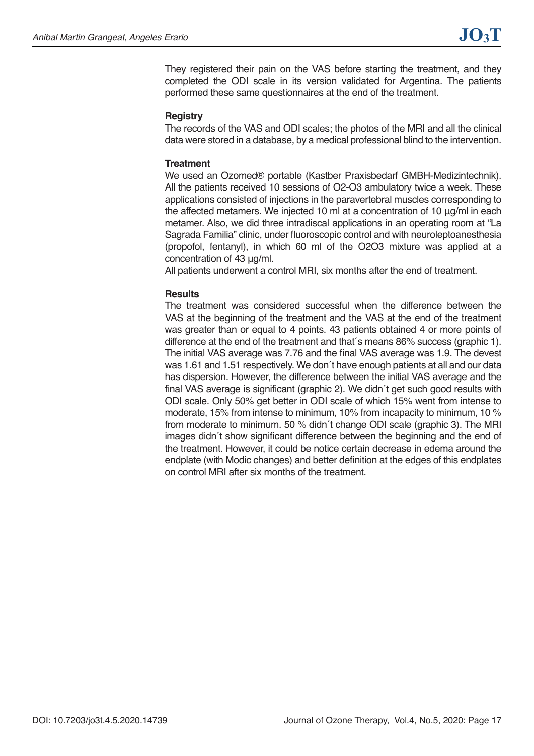They registered their pain on the VAS before starting the treatment, and they completed the ODI scale in its version validated for Argentina. The patients performed these same questionnaires at the end of the treatment.

**Registry**

The records of the VAS and ODI scales; the photos of the MRI and all the clinical data were stored in a database, by a medical professional blind to the intervention.

**Treatment**

We used an Ozomed® portable (Kastber Praxisbedarf GMBH-Medizintechnik). All the patients received 10 sessions of $O_2$-$O_3$ ambulatory twice a week. These applications consisted of injections in the paravertebral muscles corresponding to the affected metamers. We injected 10 ml at a concentration of 10 µg/ml in each metamer. Also, we did three intradiscal applications in an operating room at "La Sagrada Familia" clinic, under fluoroscopic control and with neuroleptoanesthesia (propofol, fentanyl), in which 60 ml of the $O_2O_3$ mixture was applied at a concentration of 43 µg/ml.

All patients underwent a control MRI, six months after the end of treatment.

**Results**

The treatment was considered successful when the difference between the VAS at the beginning of the treatment and the VAS at the end of the treatment was greater than or equal to 4 points. 43 patients obtained 4 or more points of difference at the end of the treatment and that´s means 86% success (graphic 1). The initial VAS average was 7.76 and the final VAS average was 1.9. The devest was 1.61 and 1.51 respectively. We don´t have enough patients at all and our data has dispersion. However, the difference between the initial VAS average and the final VAS average is significant (graphic 2). We didn´t get such good results with ODI scale. Only 50% get better in ODI scale of which 15% went from intense to moderate, 15% from intense to minimum, 10% from incapacity to minimum, 10 % from moderate to minimum. 50 % didn´t change ODI scale (graphic 3). The MRI images didn´t show significant difference between the beginning and the end of the treatment. However, it could be notice certain decrease in edema around the endplate (with Modic changes) and better definition at the edges of this endplates on control MRI after six months of the treatment.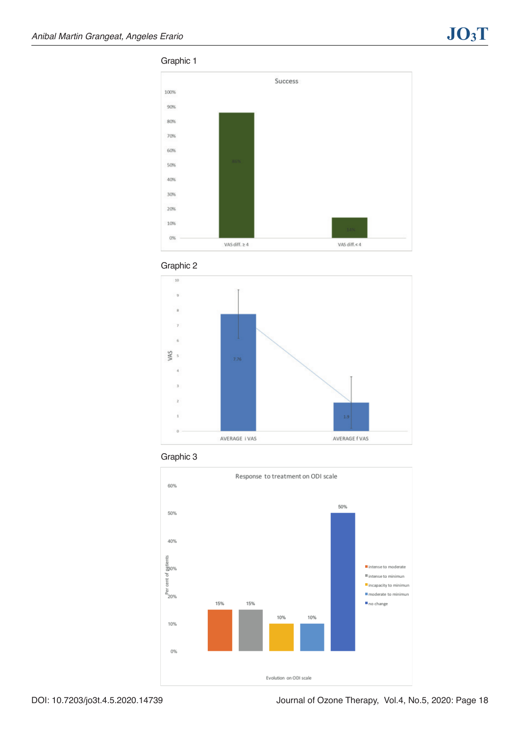Graphic 1

Success

| | VAS diff. ≥ 4 | VAS diff.< 4 |
|---|---|---|
| % | 86% | 14% |

Graphic 2

| | AVERAGE i VAS | AVERAGE f VAS |
|---|---|---|
| VAS | 7.76 | 1.9 |

Graphic 3

Response to treatment on ODI scale

| Evolution on ODI scale | Per cent of patients |
|---|---|
| intense to moderate | 15% |
| intense to minimun | 15% |
| incapacity to minimun | 10% |
| moderate to minimun | 10% |
| no change | 50% |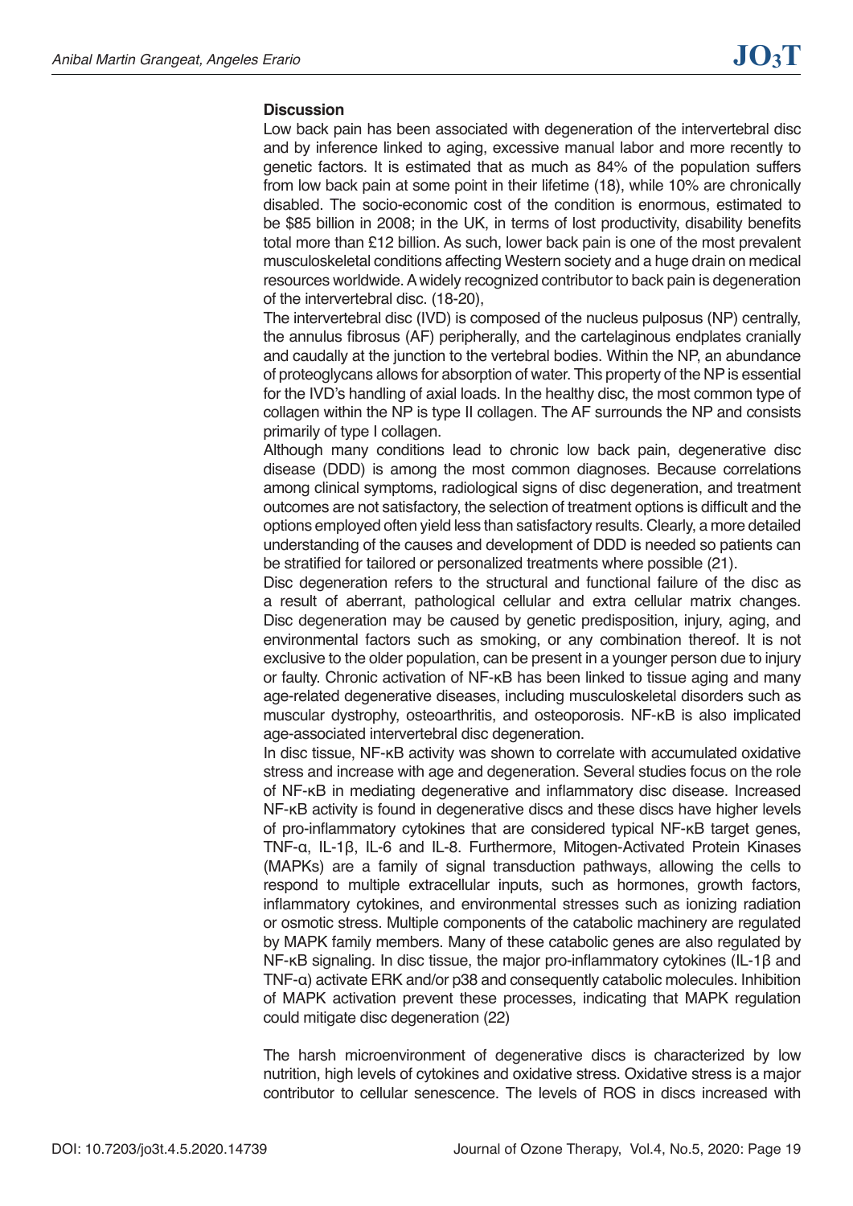**Discussion**

Low back pain has been associated with degeneration of the intervertebral disc and by inference linked to aging, excessive manual labor and more recently to genetic factors. It is estimated that as much as 84% of the population suffers from low back pain at some point in their lifetime (18), while 10% are chronically disabled. The socio-economic cost of the condition is enormous, estimated to be $85 billion in 2008; in the UK, in terms of lost productivity, disability benefits total more than £12 billion. As such, lower back pain is one of the most prevalent musculoskeletal conditions affecting Western society and a huge drain on medical resources worldwide. A widely recognized contributor to back pain is degeneration of the intervertebral disc. (18-20),

The intervertebral disc (IVD) is composed of the nucleus pulposus (NP) centrally, the annulus fibrosus (AF) peripherally, and the cartelaginous endplates cranially and caudally at the junction to the vertebral bodies. Within the NP, an abundance of proteoglycans allows for absorption of water. This property of the NP is essential for the IVD's handling of axial loads. In the healthy disc, the most common type of collagen within the NP is type II collagen. The AF surrounds the NP and consists primarily of type I collagen.

Although many conditions lead to chronic low back pain, degenerative disc disease (DDD) is among the most common diagnoses. Because correlations among clinical symptoms, radiological signs of disc degeneration, and treatment outcomes are not satisfactory, the selection of treatment options is difficult and the options employed often yield less than satisfactory results. Clearly, a more detailed understanding of the causes and development of DDD is needed so patients can be stratified for tailored or personalized treatments where possible (21).

Disc degeneration refers to the structural and functional failure of the disc as a result of aberrant, pathological cellular and extra cellular matrix changes. Disc degeneration may be caused by genetic predisposition, injury, aging, and environmental factors such as smoking, or any combination thereof. It is not exclusive to the older population, can be present in a younger person due to injury or faulty. Chronic activation of NF-κB has been linked to tissue aging and many age-related degenerative diseases, including musculoskeletal disorders such as muscular dystrophy, osteoarthritis, and osteoporosis. NF-κB is also implicated age-associated intervertebral disc degeneration.

In disc tissue, NF-κB activity was shown to correlate with accumulated oxidative stress and increase with age and degeneration. Several studies focus on the role of NF-κB in mediating degenerative and inflammatory disc disease. Increased NF-κB activity is found in degenerative discs and these discs have higher levels of pro-inflammatory cytokines that are considered typical NF-κB target genes, TNF-α, IL-1β, IL-6 and IL-8. Furthermore, Mitogen-Activated Protein Kinases (MAPKs) are a family of signal transduction pathways, allowing the cells to respond to multiple extracellular inputs, such as hormones, growth factors, inflammatory cytokines, and environmental stresses such as ionizing radiation or osmotic stress. Multiple components of the catabolic machinery are regulated by MAPK family members. Many of these catabolic genes are also regulated by NF-κB signaling. In disc tissue, the major pro-inflammatory cytokines (IL-1β and TNF-α) activate ERK and/or p38 and consequently catabolic molecules. Inhibition of MAPK activation prevent these processes, indicating that MAPK regulation could mitigate disc degeneration (22)

The harsh microenvironment of degenerative discs is characterized by low nutrition, high levels of cytokines and oxidative stress. Oxidative stress is a major contributor to cellular senescence. The levels of ROS in discs increased with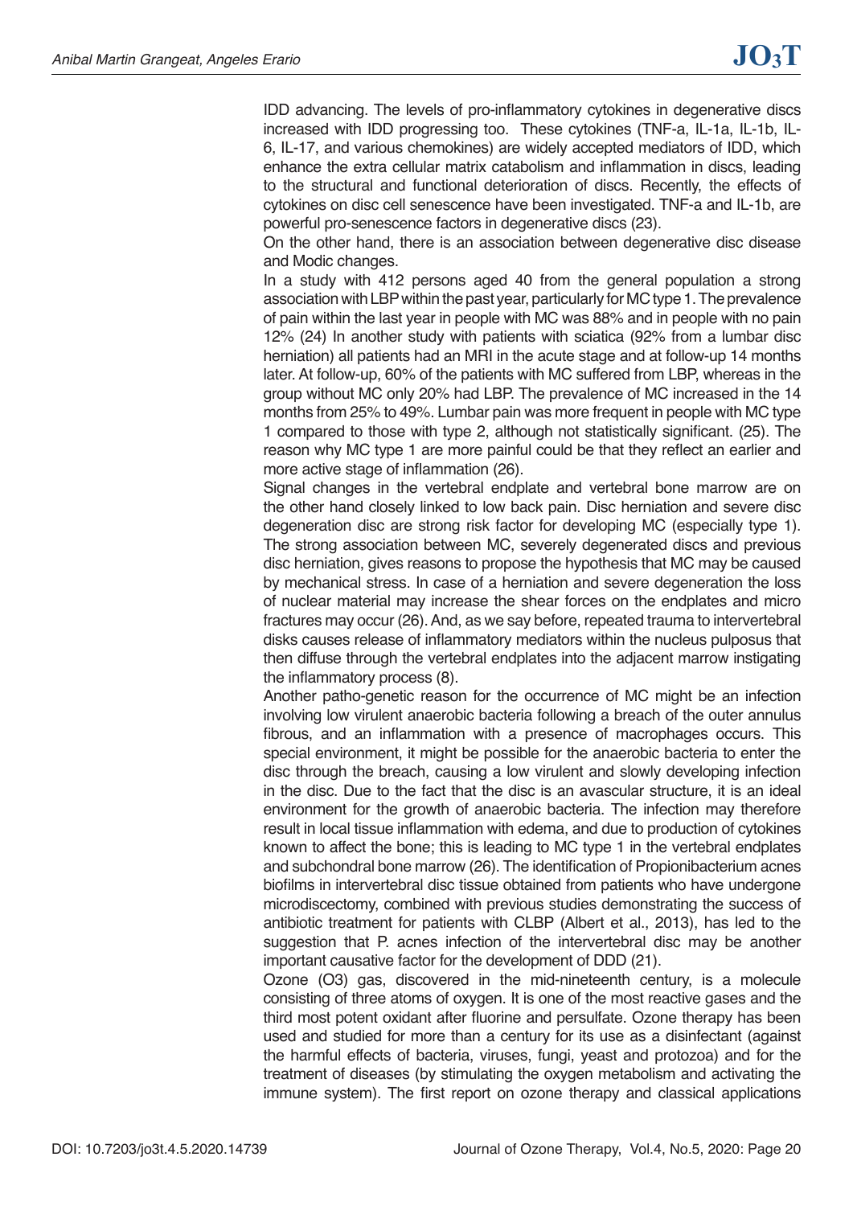IDD advancing. The levels of pro-inflammatory cytokines in degenerative discs increased with IDD progressing too. These cytokines (TNF-a, IL-1a, IL-1b, IL-6, IL-17, and various chemokines) are widely accepted mediators of IDD, which enhance the extra cellular matrix catabolism and inflammation in discs, leading to the structural and functional deterioration of discs. Recently, the effects of cytokines on disc cell senescence have been investigated. TNF-a and IL-1b, are powerful pro-senescence factors in degenerative discs (23).

On the other hand, there is an association between degenerative disc disease and Modic changes.

In a study with 412 persons aged 40 from the general population a strong association with LBP within the past year, particularly for MC type 1. The prevalence of pain within the last year in people with MC was 88% and in people with no pain 12% (24) In another study with patients with sciatica (92% from a lumbar disc herniation) all patients had an MRI in the acute stage and at follow-up 14 months later. At follow-up, 60% of the patients with MC suffered from LBP, whereas in the group without MC only 20% had LBP. The prevalence of MC increased in the 14 months from 25% to 49%. Lumbar pain was more frequent in people with MC type 1 compared to those with type 2, although not statistically significant. (25). The reason why MC type 1 are more painful could be that they reflect an earlier and more active stage of inflammation (26).

Signal changes in the vertebral endplate and vertebral bone marrow are on the other hand closely linked to low back pain. Disc herniation and severe disc degeneration disc are strong risk factor for developing MC (especially type 1). The strong association between MC, severely degenerated discs and previous disc herniation, gives reasons to propose the hypothesis that MC may be caused by mechanical stress. In case of a herniation and severe degeneration the loss of nuclear material may increase the shear forces on the endplates and micro fractures may occur (26). And, as we say before, repeated trauma to intervertebral disks causes release of inflammatory mediators within the nucleus pulposus that then diffuse through the vertebral endplates into the adjacent marrow instigating the inflammatory process (8).

Another patho-genetic reason for the occurrence of MC might be an infection involving low virulent anaerobic bacteria following a breach of the outer annulus fibrous, and an inflammation with a presence of macrophages occurs. This special environment, it might be possible for the anaerobic bacteria to enter the disc through the breach, causing a low virulent and slowly developing infection in the disc. Due to the fact that the disc is an avascular structure, it is an ideal environment for the growth of anaerobic bacteria. The infection may therefore result in local tissue inflammation with edema, and due to production of cytokines known to affect the bone; this is leading to MC type 1 in the vertebral endplates and subchondral bone marrow (26). The identification of Propionibacterium acnes biofilms in intervertebral disc tissue obtained from patients who have undergone microdiscectomy, combined with previous studies demonstrating the success of antibiotic treatment for patients with CLBP (Albert et al., 2013), has led to the suggestion that P. acnes infection of the intervertebral disc may be another important causative factor for the development of DDD (21).

Ozone ($O_3$) gas, discovered in the mid-nineteenth century, is a molecule consisting of three atoms of oxygen. It is one of the most reactive gases and the third most potent oxidant after fluorine and persulfate. Ozone therapy has been used and studied for more than a century for its use as a disinfectant (against the harmful effects of bacteria, viruses, fungi, yeast and protozoa) and for the treatment of diseases (by stimulating the oxygen metabolism and activating the immune system). The first report on ozone therapy and classical applications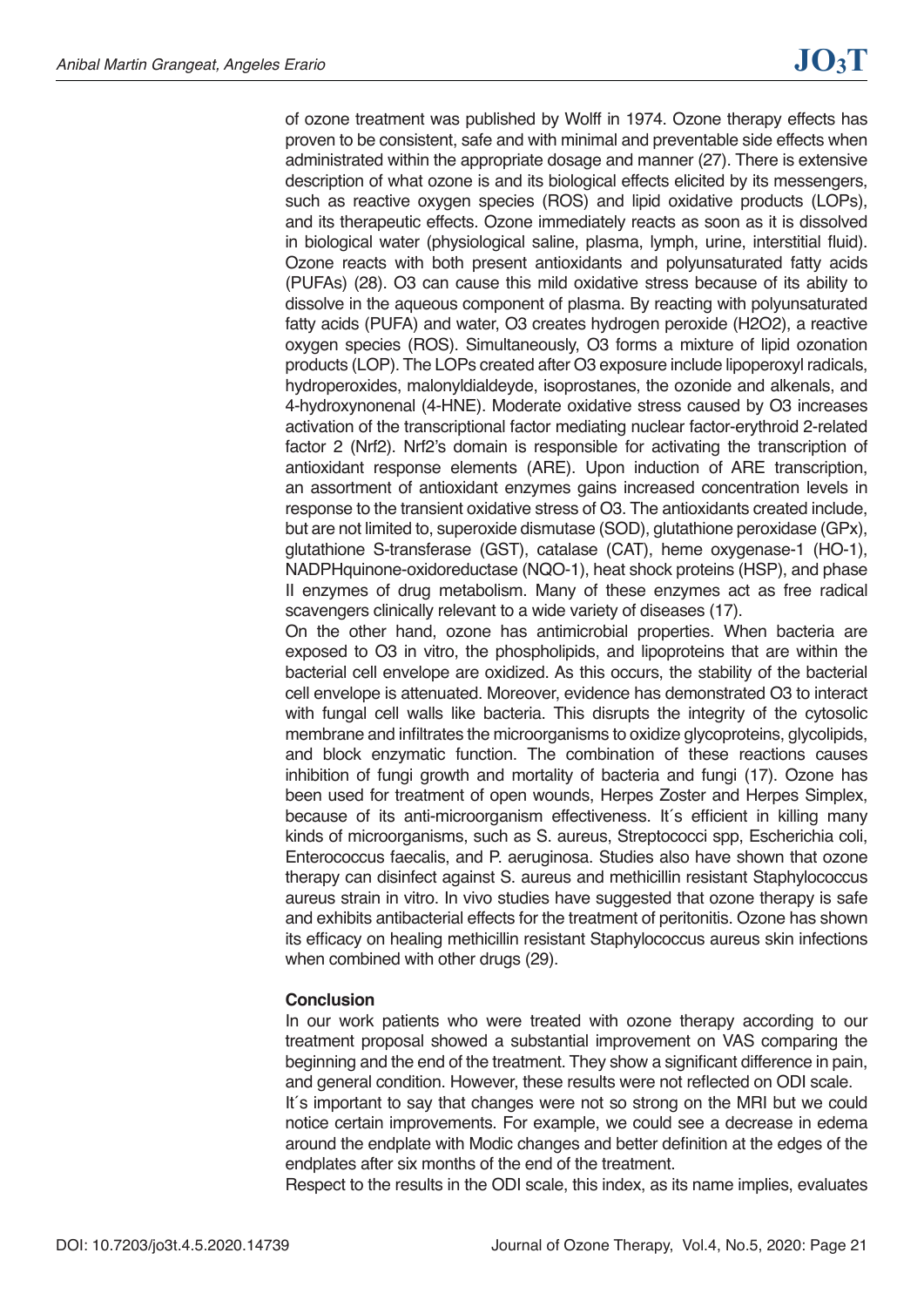of ozone treatment was published by Wolff in 1974. Ozone therapy effects has proven to be consistent, safe and with minimal and preventable side effects when administrated within the appropriate dosage and manner (27). There is extensive description of what ozone is and its biological effects elicited by its messengers, such as reactive oxygen species (ROS) and lipid oxidative products (LOPs), and its therapeutic effects. Ozone immediately reacts as soon as it is dissolved in biological water (physiological saline, plasma, lymph, urine, interstitial fluid). Ozone reacts with both present antioxidants and polyunsaturated fatty acids (PUFAs) (28). $O_3$ can cause this mild oxidative stress because of its ability to dissolve in the aqueous component of plasma. By reacting with polyunsaturated fatty acids (PUFA) and water, $O_3$ creates hydrogen peroxide ($H_2O_2$), a reactive oxygen species (ROS). Simultaneously, $O_3$ forms a mixture of lipid ozonation products (LOP). The LOPs created after $O_3$ exposure include lipoperoxyl radicals, hydroperoxides, malonyldialdeyde, isoprostanes, the ozonide and alkenals, and 4-hydroxynonenal (4-HNE). Moderate oxidative stress caused by $O_3$ increases activation of the transcriptional factor mediating nuclear factor-erythroid 2-related factor 2 (Nrf2). Nrf2's domain is responsible for activating the transcription of antioxidant response elements (ARE). Upon induction of ARE transcription, an assortment of antioxidant enzymes gains increased concentration levels in response to the transient oxidative stress of $O_3$. The antioxidants created include, but are not limited to, superoxide dismutase (SOD), glutathione peroxidase (GPx), glutathione S-transferase (GST), catalase (CAT), heme oxygenase-1 (HO-1), NADPHquinone-oxidoreductase (NQO-1), heat shock proteins (HSP), and phase II enzymes of drug metabolism. Many of these enzymes act as free radical scavengers clinically relevant to a wide variety of diseases (17).

On the other hand, ozone has antimicrobial properties. When bacteria are exposed to $O_3$ in vitro, the phospholipids, and lipoproteins that are within the bacterial cell envelope are oxidized. As this occurs, the stability of the bacterial cell envelope is attenuated. Moreover, evidence has demonstrated $O_3$ to interact with fungal cell walls like bacteria. This disrupts the integrity of the cytosolic membrane and infiltrates the microorganisms to oxidize glycoproteins, glycolipids, and block enzymatic function. The combination of these reactions causes inhibition of fungi growth and mortality of bacteria and fungi (17). Ozone has been used for treatment of open wounds, Herpes Zoster and Herpes Simplex, because of its anti-microorganism effectiveness. It´s efficient in killing many kinds of microorganisms, such as S. aureus, Streptococci spp, Escherichia coli, Enterococcus faecalis, and P. aeruginosa. Studies also have shown that ozone therapy can disinfect against S. aureus and methicillin resistant Staphylococcus aureus strain in vitro. In vivo studies have suggested that ozone therapy is safe and exhibits antibacterial effects for the treatment of peritonitis. Ozone has shown its efficacy on healing methicillin resistant Staphylococcus aureus skin infections when combined with other drugs (29).

## Conclusion

In our work patients who were treated with ozone therapy according to our treatment proposal showed a substantial improvement on VAS comparing the beginning and the end of the treatment. They show a significant difference in pain, and general condition. However, these results were not reflected on ODI scale.

It´s important to say that changes were not so strong on the MRI but we could notice certain improvements. For example, we could see a decrease in edema around the endplate with Modic changes and better definition at the edges of the endplates after six months of the end of the treatment.

Respect to the results in the ODI scale, this index, as its name implies, evaluates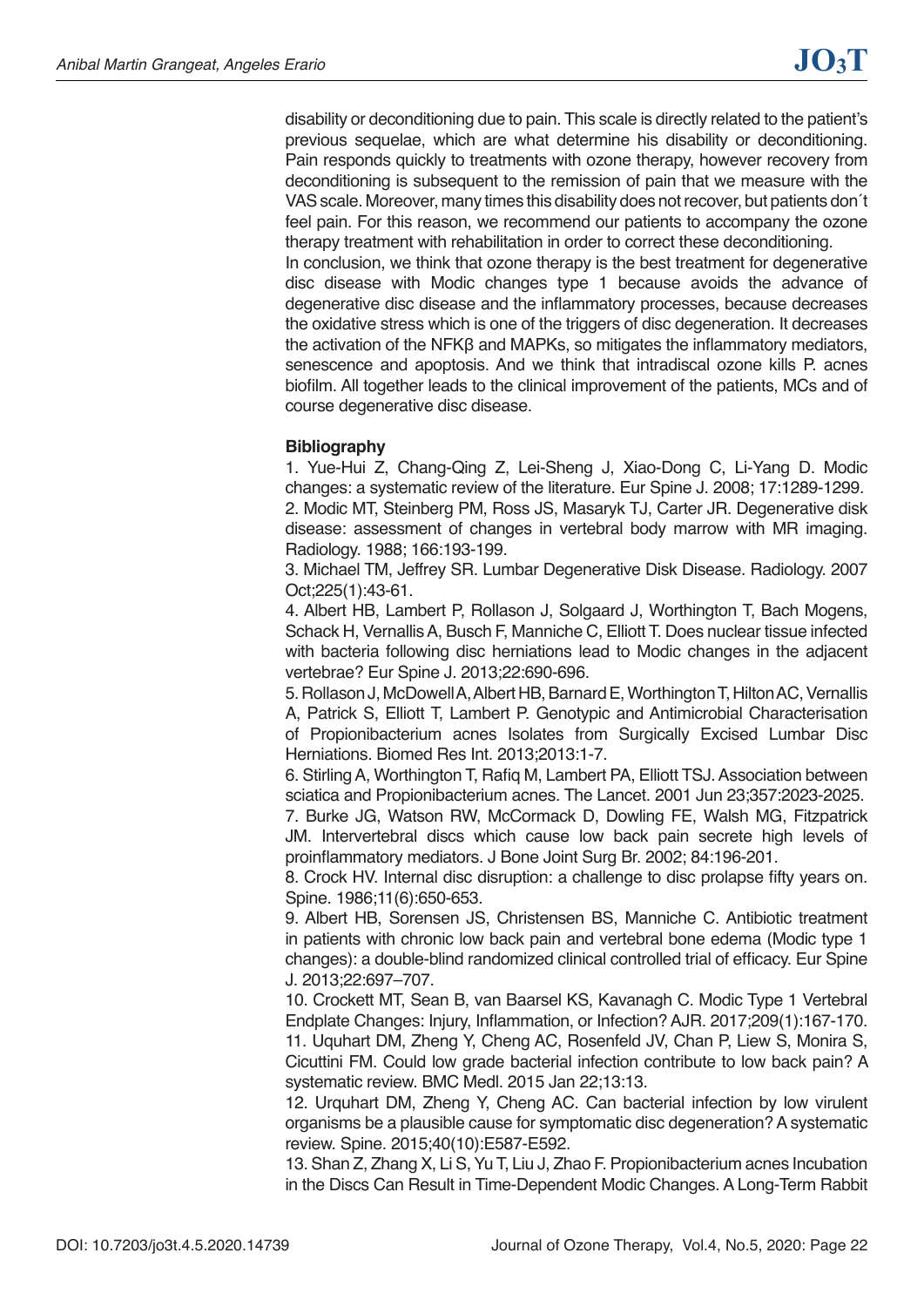disability or deconditioning due to pain. This scale is directly related to the patient's previous sequelae, which are what determine his disability or deconditioning. Pain responds quickly to treatments with ozone therapy, however recovery from deconditioning is subsequent to the remission of pain that we measure with the VAS scale. Moreover, many times this disability does not recover, but patients don´t feel pain. For this reason, we recommend our patients to accompany the ozone therapy treatment with rehabilitation in order to correct these deconditioning.

In conclusion, we think that ozone therapy is the best treatment for degenerative disc disease with Modic changes type 1 because avoids the advance of degenerative disc disease and the inflammatory processes, because decreases the oxidative stress which is one of the triggers of disc degeneration. It decreases the activation of the NFKβ and MAPKs, so mitigates the inflammatory mediators, senescence and apoptosis. And we think that intradiscal ozone kills P. acnes biofilm. All together leads to the clinical improvement of the patients, MCs and of course degenerative disc disease.

**Bibliography**

1. Yue-Hui Z, Chang-Qing Z, Lei-Sheng J, Xiao-Dong C, Li-Yang D. Modic changes: a systematic review of the literature. Eur Spine J. 2008; 17:1289-1299.
2. Modic MT, Steinberg PM, Ross JS, Masaryk TJ, Carter JR. Degenerative disk disease: assessment of changes in vertebral body marrow with MR imaging. Radiology. 1988; 166:193-199.
3. Michael TM, Jeffrey SR. Lumbar Degenerative Disk Disease. Radiology. 2007 Oct;225(1):43-61.
4. Albert HB, Lambert P, Rollason J, Solgaard J, Worthington T, Bach Mogens, Schack H, Vernallis A, Busch F, Manniche C, Elliott T. Does nuclear tissue infected with bacteria following disc herniations lead to Modic changes in the adjacent vertebrae? Eur Spine J. 2013;22:690-696.
5. Rollason J, McDowell A, Albert HB, Barnard E, Worthington T, Hilton AC, Vernallis A, Patrick S, Elliott T, Lambert P. Genotypic and Antimicrobial Characterisation of Propionibacterium acnes Isolates from Surgically Excised Lumbar Disc Herniations. Biomed Res Int. 2013;2013:1-7.
6. Stirling A, Worthington T, Rafiq M, Lambert PA, Elliott TSJ. Association between sciatica and Propionibacterium acnes. The Lancet. 2001 Jun 23;357:2023-2025.
7. Burke JG, Watson RW, McCormack D, Dowling FE, Walsh MG, Fitzpatrick JM. Intervertebral discs which cause low back pain secrete high levels of proinflammatory mediators. J Bone Joint Surg Br. 2002; 84:196-201.
8. Crock HV. Internal disc disruption: a challenge to disc prolapse fifty years on. Spine. 1986;11(6):650-653.
9. Albert HB, Sorensen JS, Christensen BS, Manniche C. Antibiotic treatment in patients with chronic low back pain and vertebral bone edema (Modic type 1 changes): a double-blind randomized clinical controlled trial of efficacy. Eur Spine J. 2013;22:697–707.
10. Crockett MT, Sean B, van Baarsel KS, Kavanagh C. Modic Type 1 Vertebral Endplate Changes: Injury, Inflammation, or Infection? AJR. 2017;209(1):167-170.
11. Uquhart DM, Zheng Y, Cheng AC, Rosenfeld JV, Chan P, Liew S, Monira S, Cicuttini FM. Could low grade bacterial infection contribute to low back pain? A systematic review. BMC Medl. 2015 Jan 22;13:13.
12. Urquhart DM, Zheng Y, Cheng AC. Can bacterial infection by low virulent organisms be a plausible cause for symptomatic disc degeneration? A systematic review. Spine. 2015;40(10):E587-E592.
13. Shan Z, Zhang X, Li S, Yu T, Liu J, Zhao F. Propionibacterium acnes Incubation in the Discs Can Result in Time-Dependent Modic Changes. A Long-Term Rabbit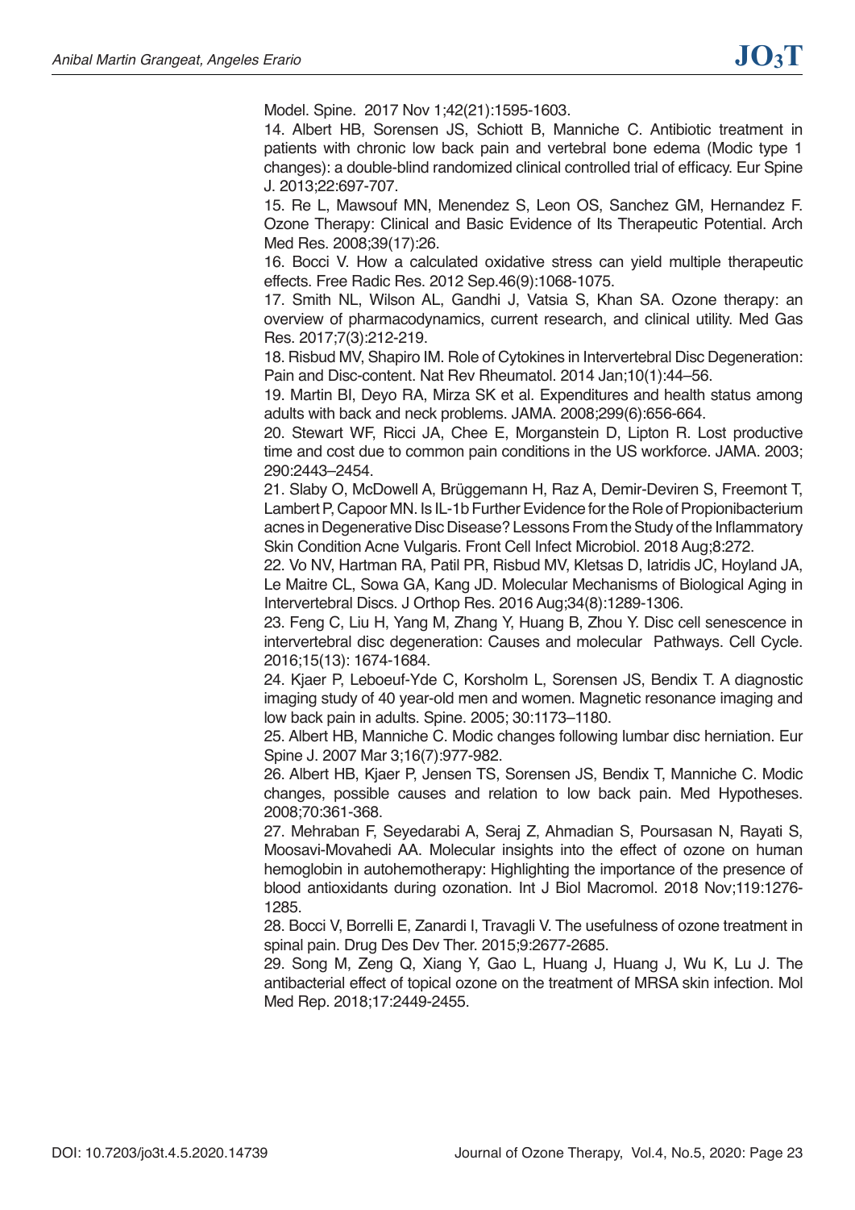Model. Spine. 2017 Nov 1;42(21):1595-1603.

14. Albert HB, Sorensen JS, Schiott B, Manniche C. Antibiotic treatment in patients with chronic low back pain and vertebral bone edema (Modic type 1 changes): a double-blind randomized clinical controlled trial of efficacy. Eur Spine J. 2013;22:697-707.

15. Re L, Mawsouf MN, Menendez S, Leon OS, Sanchez GM, Hernandez F. Ozone Therapy: Clinical and Basic Evidence of Its Therapeutic Potential. Arch Med Res. 2008;39(17):26.

16. Bocci V. How a calculated oxidative stress can yield multiple therapeutic effects. Free Radic Res. 2012 Sep.46(9):1068-1075.

17. Smith NL, Wilson AL, Gandhi J, Vatsia S, Khan SA. Ozone therapy: an overview of pharmacodynamics, current research, and clinical utility. Med Gas Res. 2017;7(3):212-219.

18. Risbud MV, Shapiro IM. Role of Cytokines in Intervertebral Disc Degeneration: Pain and Disc-content. Nat Rev Rheumatol. 2014 Jan;10(1):44–56.

19. Martin BI, Deyo RA, Mirza SK et al. Expenditures and health status among adults with back and neck problems. JAMA. 2008;299(6):656-664.

20. Stewart WF, Ricci JA, Chee E, Morganstein D, Lipton R. Lost productive time and cost due to common pain conditions in the US workforce. JAMA. 2003; 290:2443–2454.

21. Slaby O, McDowell A, Brüggemann H, Raz A, Demir-Deviren S, Freemont T, Lambert P, Capoor MN. Is IL-1b Further Evidence for the Role of Propionibacterium acnes in Degenerative Disc Disease? Lessons From the Study of the Inflammatory Skin Condition Acne Vulgaris. Front Cell Infect Microbiol. 2018 Aug;8:272.

22. Vo NV, Hartman RA, Patil PR, Risbud MV, Kletsas D, Iatridis JC, Hoyland JA, Le Maitre CL, Sowa GA, Kang JD. Molecular Mechanisms of Biological Aging in Intervertebral Discs. J Orthop Res. 2016 Aug;34(8):1289-1306.

23. Feng C, Liu H, Yang M, Zhang Y, Huang B, Zhou Y. Disc cell senescence in intervertebral disc degeneration: Causes and molecular Pathways. Cell Cycle. 2016;15(13): 1674-1684.

24. Kjaer P, Leboeuf-Yde C, Korsholm L, Sorensen JS, Bendix T. A diagnostic imaging study of 40 year-old men and women. Magnetic resonance imaging and low back pain in adults. Spine. 2005; 30:1173–1180.

25. Albert HB, Manniche C. Modic changes following lumbar disc herniation. Eur Spine J. 2007 Mar 3;16(7):977-982.

26. Albert HB, Kjaer P, Jensen TS, Sorensen JS, Bendix T, Manniche C. Modic changes, possible causes and relation to low back pain. Med Hypotheses. 2008;70:361-368.

27. Mehraban F, Seyedarabi A, Seraj Z, Ahmadian S, Poursasan N, Rayati S, Moosavi-Movahedi AA. Molecular insights into the effect of ozone on human hemoglobin in autohemotherapy: Highlighting the importance of the presence of blood antioxidants during ozonation. Int J Biol Macromol. 2018 Nov;119:1276-1285.

28. Bocci V, Borrelli E, Zanardi I, Travagli V. The usefulness of ozone treatment in spinal pain. Drug Des Dev Ther. 2015;9:2677-2685.

29. Song M, Zeng Q, Xiang Y, Gao L, Huang J, Huang J, Wu K, Lu J. The antibacterial effect of topical ozone on the treatment of MRSA skin infection. Mol Med Rep. 2018;17:2449-2455.